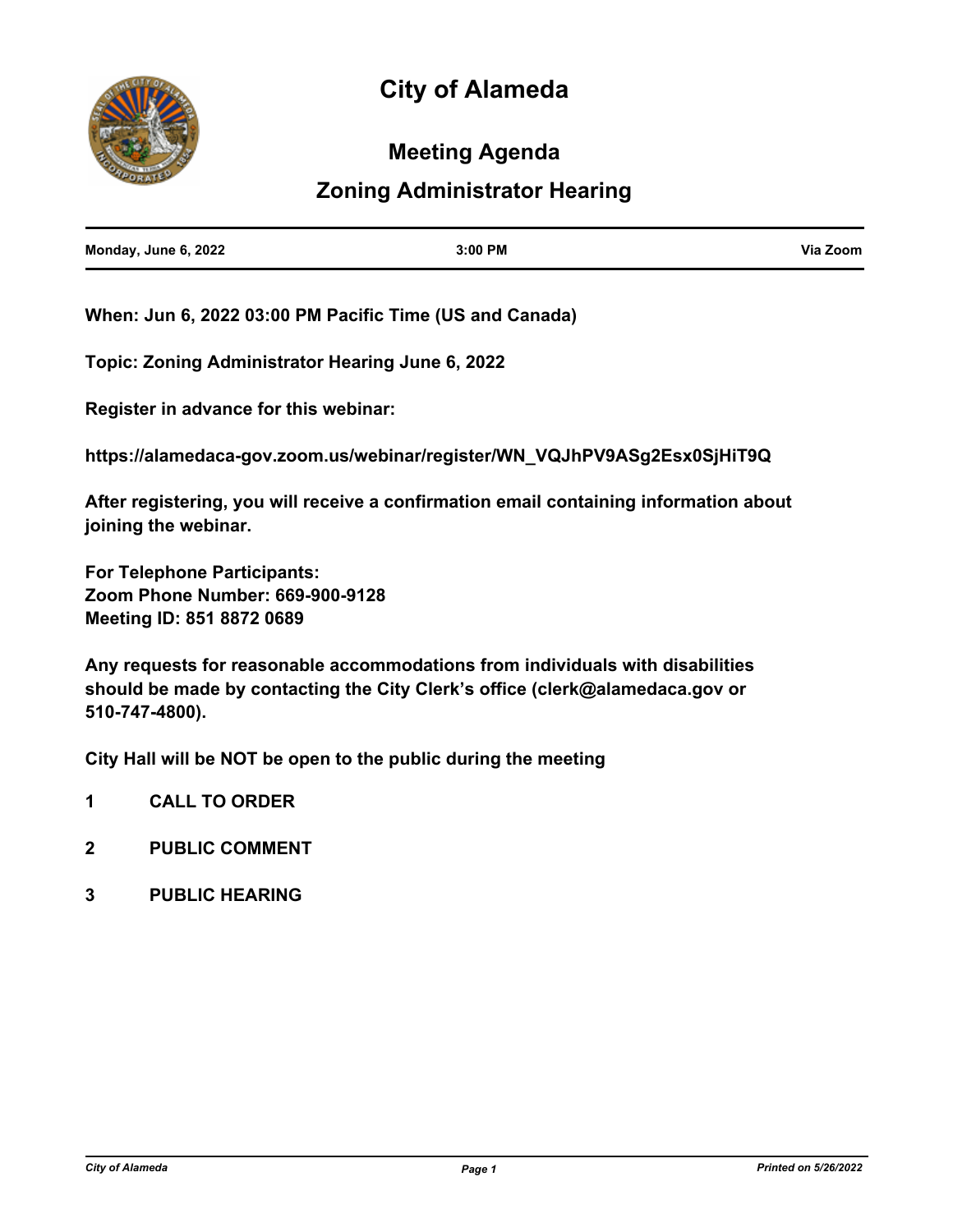# City of Alameda

## Meeting Agenda

## Zoning Administrator Hearing

| Monday, June 6, 2022 | 3:00 PM | Via Zoom |
|---|---|---|

**When: Jun 6, 2022 03:00 PM Pacific Time (US and Canada)**

**Topic: Zoning Administrator Hearing June 6, 2022**

**Register in advance for this webinar:**

**https://alamedaca-gov.zoom.us/webinar/register/WN_VQJhPV9ASg2Esx0SjHiT9Q**

**After registering, you will receive a confirmation email containing information about joining the webinar.**

**For Telephone Participants:**
**Zoom Phone Number: 669-900-9128**
**Meeting ID: 851 8872 0689**

**Any requests for reasonable accommodations from individuals with disabilities should be made by contacting the City Clerk's office (clerk@alamedaca.gov or 510-747-4800).**

**City Hall will be NOT be open to the public during the meeting**

**1 CALL TO ORDER**

**2 PUBLIC COMMENT**

**3 PUBLIC HEARING**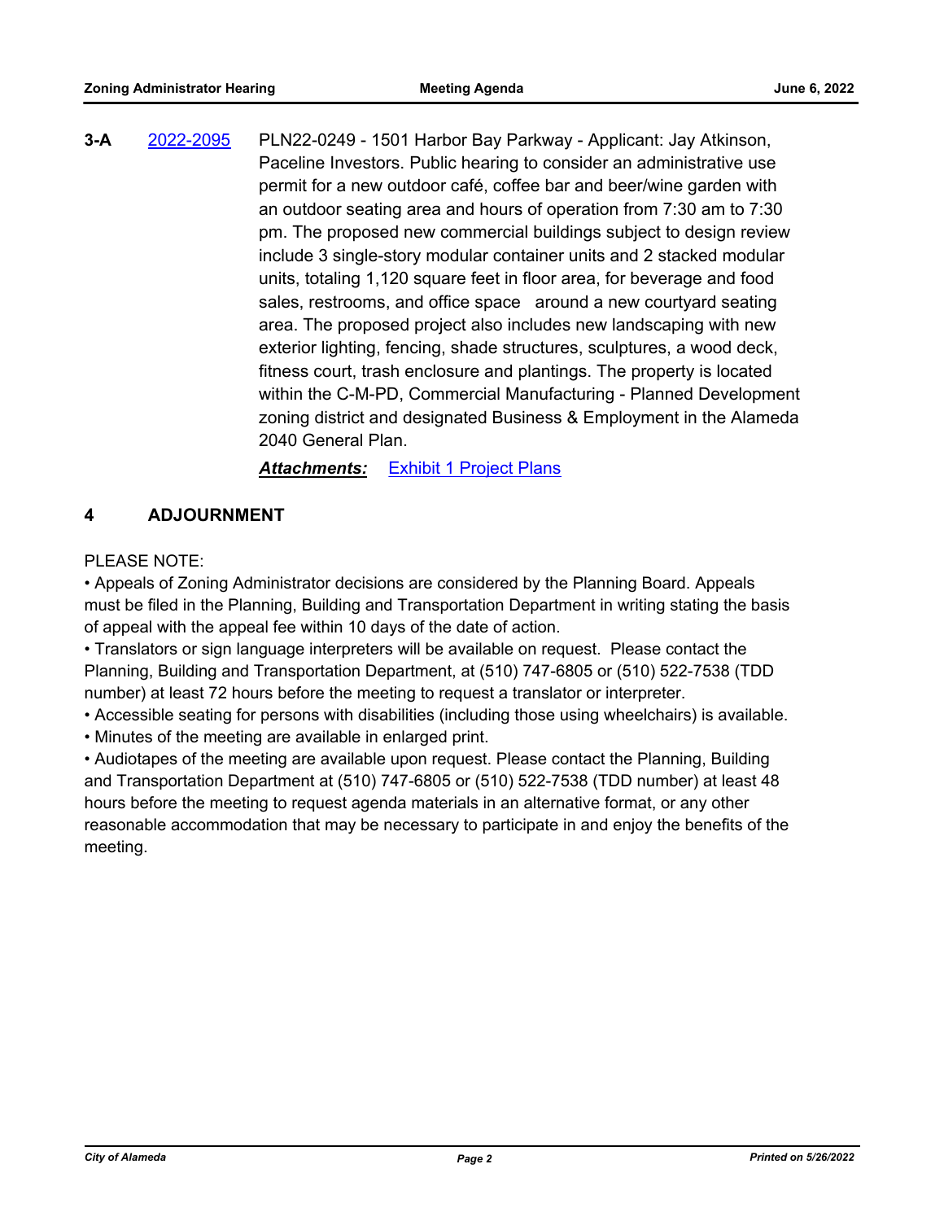**3-A** 2022-2095 PLN22-0249 - 1501 Harbor Bay Parkway - Applicant: Jay Atkinson, Paceline Investors. Public hearing to consider an administrative use permit for a new outdoor café, coffee bar and beer/wine garden with an outdoor seating area and hours of operation from 7:30 am to 7:30 pm. The proposed new commercial buildings subject to design review include 3 single-story modular container units and 2 stacked modular units, totaling 1,120 square feet in floor area, for beverage and food sales, restrooms, and office space around a new courtyard seating area. The proposed project also includes new landscaping with new exterior lighting, fencing, shade structures, sculptures, a wood deck, fitness court, trash enclosure and plantings. The property is located within the C-M-PD, Commercial Manufacturing - Planned Development zoning district and designated Business & Employment in the Alameda 2040 General Plan.

***Attachments:*** Exhibit 1 Project Plans

## 4 ADJOURNMENT

PLEASE NOTE:

• Appeals of Zoning Administrator decisions are considered by the Planning Board. Appeals must be filed in the Planning, Building and Transportation Department in writing stating the basis of appeal with the appeal fee within 10 days of the date of action.

• Translators or sign language interpreters will be available on request. Please contact the Planning, Building and Transportation Department, at (510) 747-6805 or (510) 522-7538 (TDD number) at least 72 hours before the meeting to request a translator or interpreter.

• Accessible seating for persons with disabilities (including those using wheelchairs) is available.

• Minutes of the meeting are available in enlarged print.

• Audiotapes of the meeting are available upon request. Please contact the Planning, Building and Transportation Department at (510) 747-6805 or (510) 522-7538 (TDD number) at least 48 hours before the meeting to request agenda materials in an alternative format, or any other reasonable accommodation that may be necessary to participate in and enjoy the benefits of the meeting.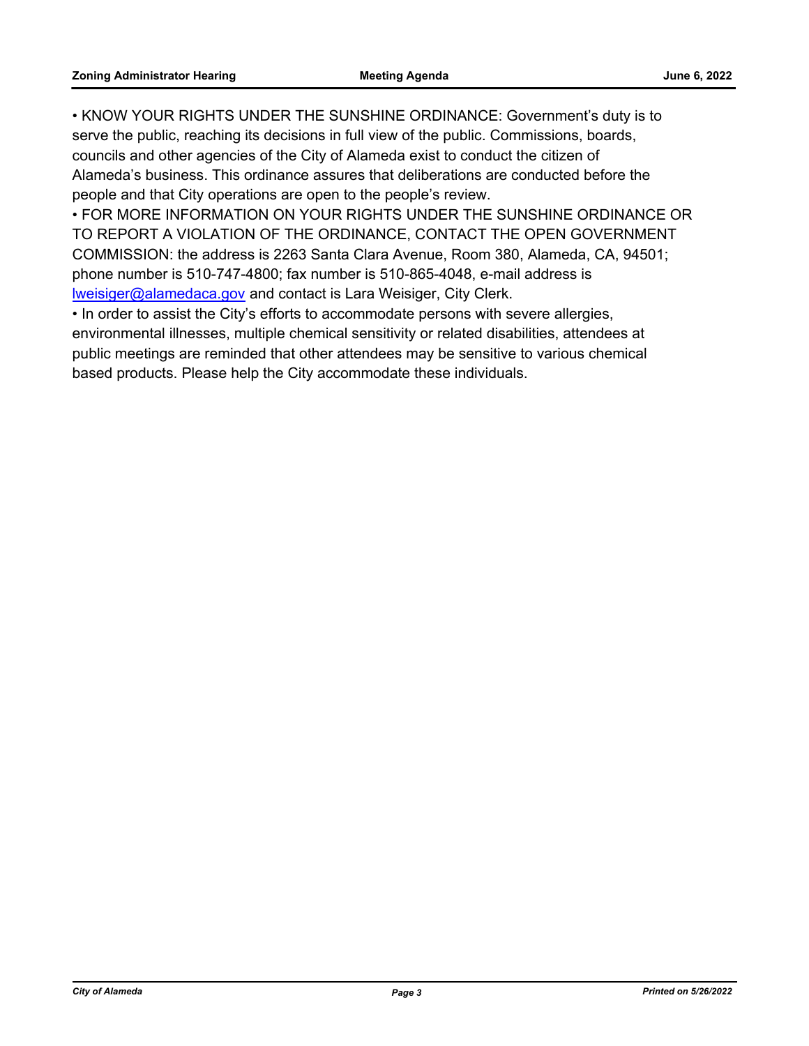• KNOW YOUR RIGHTS UNDER THE SUNSHINE ORDINANCE: Government's duty is to serve the public, reaching its decisions in full view of the public. Commissions, boards, councils and other agencies of the City of Alameda exist to conduct the citizen of Alameda's business. This ordinance assures that deliberations are conducted before the people and that City operations are open to the people's review.

• FOR MORE INFORMATION ON YOUR RIGHTS UNDER THE SUNSHINE ORDINANCE OR TO REPORT A VIOLATION OF THE ORDINANCE, CONTACT THE OPEN GOVERNMENT COMMISSION: the address is 2263 Santa Clara Avenue, Room 380, Alameda, CA, 94501; phone number is 510-747-4800; fax number is 510-865-4048, e-mail address is lweisiger@alamedaca.gov and contact is Lara Weisiger, City Clerk.

• In order to assist the City's efforts to accommodate persons with severe allergies, environmental illnesses, multiple chemical sensitivity or related disabilities, attendees at public meetings are reminded that other attendees may be sensitive to various chemical based products. Please help the City accommodate these individuals.